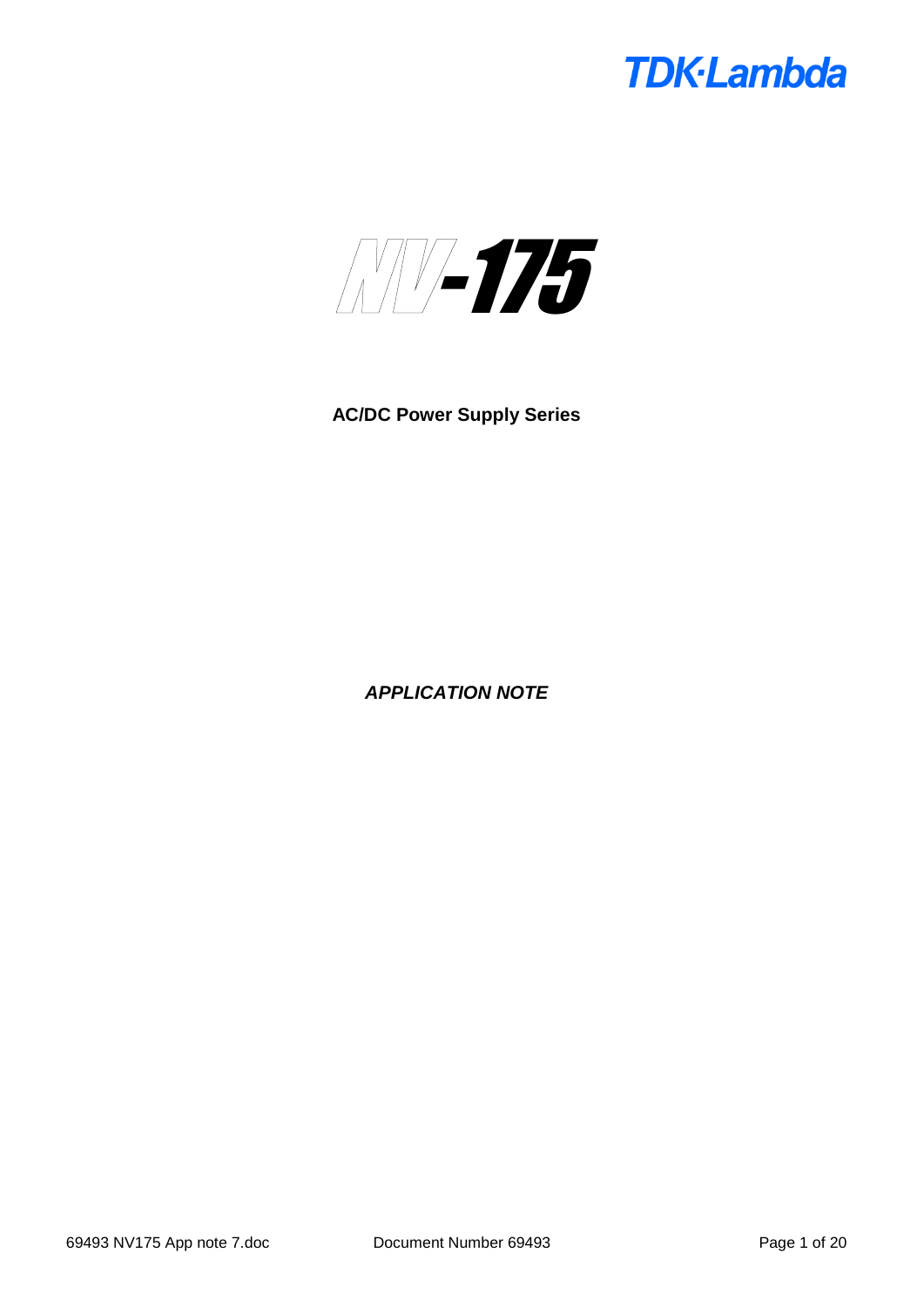TDK·Lambda

# NV-175

**AC/DC Power Supply Series**

***APPLICATION NOTE***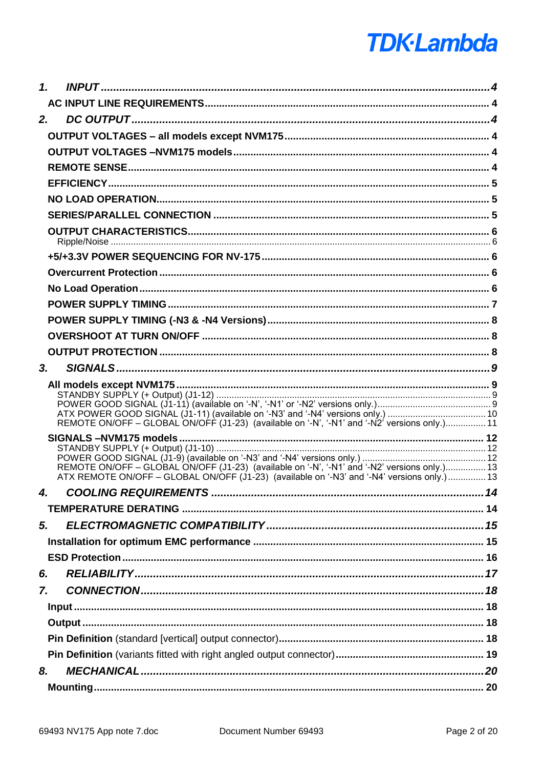1. *INPUT* ... 4
   - AC INPUT LINE REQUIREMENTS ... 4
2. *DC OUTPUT* ... 4
   - OUTPUT VOLTAGES – all models except NVM175 ... 4
   - OUTPUT VOLTAGES –NVM175 models ... 4
   - REMOTE SENSE ... 4
   - EFFICIENCY ... 5
   - NO LOAD OPERATION ... 5
   - SERIES/PARALLEL CONNECTION ... 5
   - OUTPUT CHARACTERISTICS ... 6
     - Ripple/Noise ... 6
   - +5/+3.3V POWER SEQUENCING FOR NV-175 ... 6
   - Overcurrent Protection ... 6
   - No Load Operation ... 6
   - POWER SUPPLY TIMING ... 7
   - POWER SUPPLY TIMING (-N3 & -N4 Versions) ... 8
   - OVERSHOOT AT TURN ON/OFF ... 8
   - OUTPUT PROTECTION ... 8
3. *SIGNALS* ... 9
   - All models except NVM175 ... 9
     - STANDBY SUPPLY (+ Output) (J1-12) ... 9
     - POWER GOOD SIGNAL (J1-11) (available on '-N', '-N1' or '-N2' versions only.) ... 9
     - ATX POWER GOOD SIGNAL (J1-11) (available on '-N3' and '-N4' versions only.) ... 10
     - REMOTE ON/OFF – GLOBAL ON/OFF (J1-23) (available on '-N', '-N1' and '-N2' versions only.) ... 11
   - SIGNALS –NVM175 models ... 12
     - STANDBY SUPPLY (+ Output) (J1-10) ... 12
     - POWER GOOD SIGNAL (J1-9) (available on '-N3' and '-N4' versions only.) ... 12
     - REMOTE ON/OFF – GLOBAL ON/OFF (J1-23) (available on '-N', '-N1' and '-N2' versions only.) ... 13
     - ATX REMOTE ON/OFF – GLOBAL ON/OFF (J1-23) (available on '-N3' and '-N4' versions only.) ... 13
4. *COOLING REQUIREMENTS* ... 14
   - TEMPERATURE DERATING ... 14
5. *ELECTROMAGNETIC COMPATIBILITY* ... 15
   - Installation for optimum EMC performance ... 15
   - ESD Protection ... 16
6. *RELIABILITY* ... 17
7. *CONNECTION* ... 18
   - Input ... 18
   - Output ... 18
   - **Pin Definition** (standard [vertical] output connector) ... 18
   - **Pin Definition** (variants fitted with right angled output connector) ... 19
8. *MECHANICAL* ... 20
   - Mounting ... 20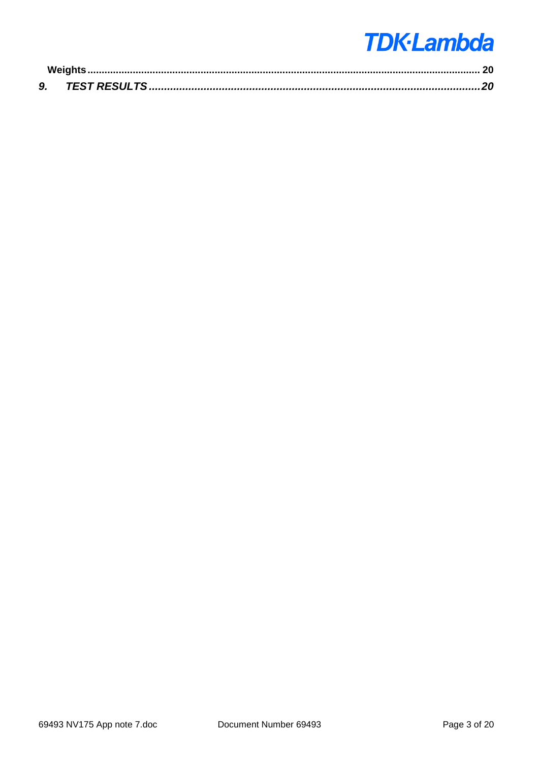**Weights** ........................................................................................................................................ 20

***9. TEST RESULTS*** ............................................................................................................. ***20***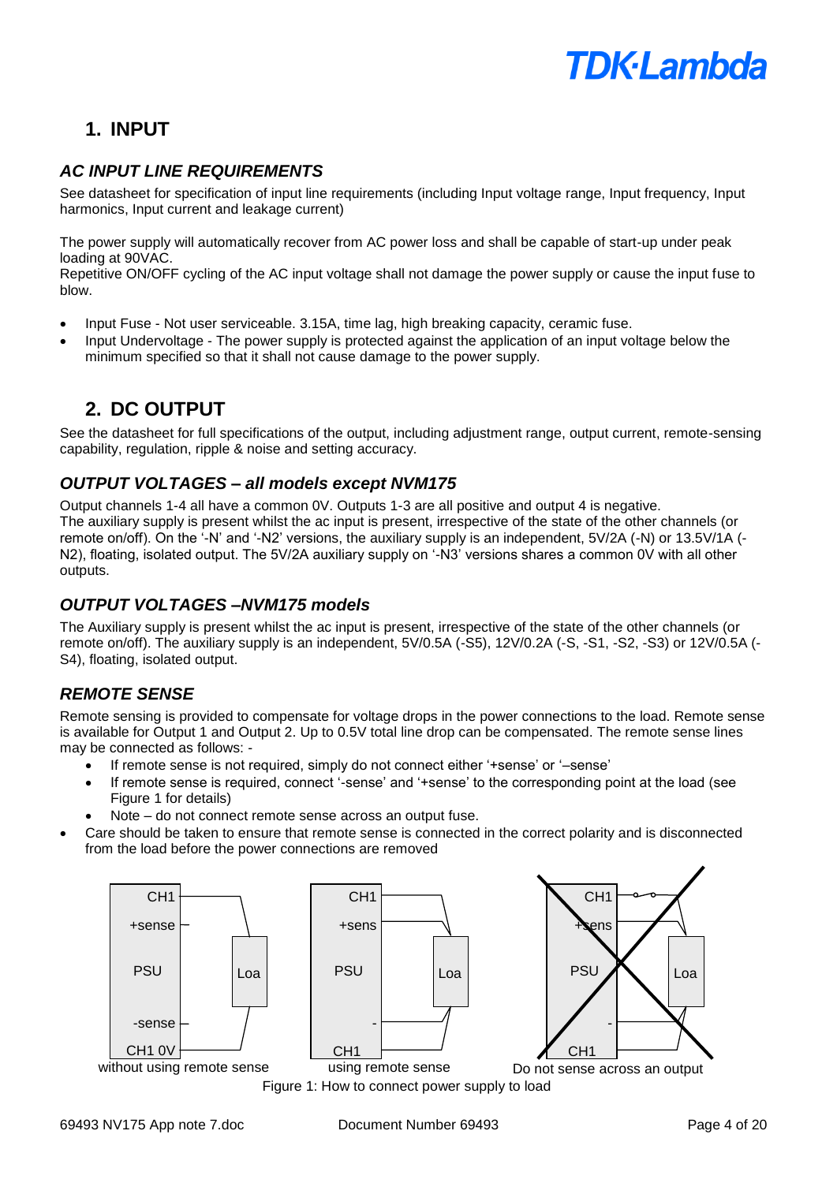## 1. INPUT

### *AC INPUT LINE REQUIREMENTS*

See datasheet for specification of input line requirements (including Input voltage range, Input frequency, Input harmonics, Input current and leakage current)

The power supply will automatically recover from AC power loss and shall be capable of start-up under peak loading at 90VAC.
Repetitive ON/OFF cycling of the AC input voltage shall not damage the power supply or cause the input fuse to blow.

- Input Fuse - Not user serviceable. 3.15A, time lag, high breaking capacity, ceramic fuse.
- Input Undervoltage - The power supply is protected against the application of an input voltage below the minimum specified so that it shall not cause damage to the power supply.

## 2. DC OUTPUT

See the datasheet for full specifications of the output, including adjustment range, output current, remote-sensing capability, regulation, ripple & noise and setting accuracy.

### *OUTPUT VOLTAGES – all models except NVM175*

Output channels 1-4 all have a common 0V. Outputs 1-3 are all positive and output 4 is negative.
The auxiliary supply is present whilst the ac input is present, irrespective of the state of the other channels (or remote on/off). On the '-N' and '-N2' versions, the auxiliary supply is an independent, 5V/2A (-N) or 13.5V/1A (-N2), floating, isolated output. The 5V/2A auxiliary supply on '-N3' versions shares a common 0V with all other outputs.

### *OUTPUT VOLTAGES –NVM175 models*

The Auxiliary supply is present whilst the ac input is present, irrespective of the state of the other channels (or remote on/off). The auxiliary supply is an independent, 5V/0.5A (-S5), 12V/0.2A (-S, -S1, -S2, -S3) or 12V/0.5A (-S4), floating, isolated output.

### *REMOTE SENSE*

Remote sensing is provided to compensate for voltage drops in the power connections to the load. Remote sense is available for Output 1 and Output 2. Up to 0.5V total line drop can be compensated. The remote sense lines may be connected as follows: -

- If remote sense is not required, simply do not connect either '+sense' or '–sense'
- If remote sense is required, connect '-sense' and '+sense' to the corresponding point at the load (see Figure 1 for details)
- Note – do not connect remote sense across an output fuse.

- Care should be taken to ensure that remote sense is connected in the correct polarity and is disconnected from the load before the power connections are removed

without using remote sense | using remote sense | Do not sense across an output

Figure 1: How to connect power supply to load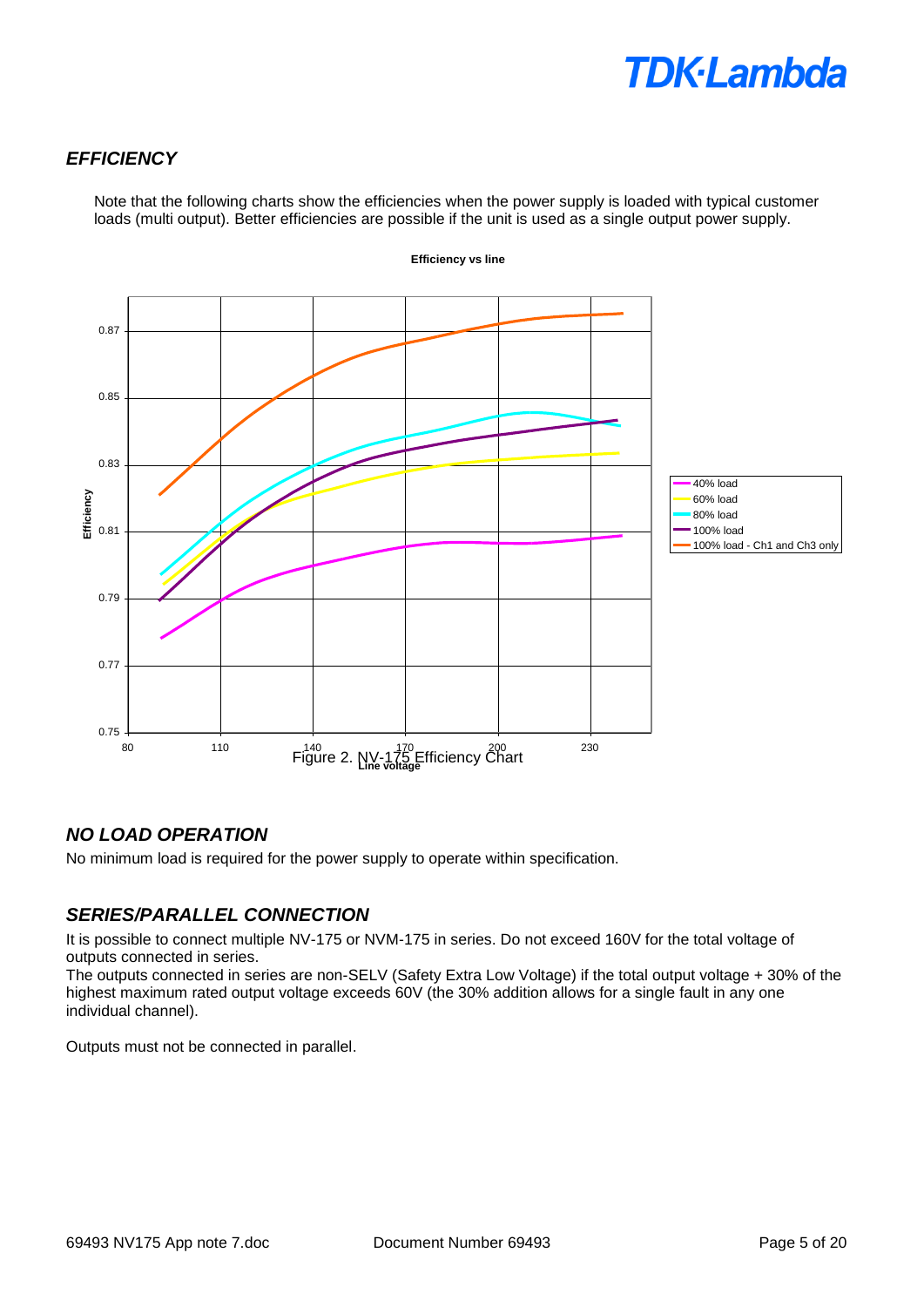## *EFFICIENCY*

Note that the following charts show the efficiencies when the power supply is loaded with typical customer loads (multi output). Better efficiencies are possible if the unit is used as a single output power supply.

Figure 2. NV-175 Efficiency Chart

## *NO LOAD OPERATION*

No minimum load is required for the power supply to operate within specification.

## *SERIES/PARALLEL CONNECTION*

It is possible to connect multiple NV-175 or NVM-175 in series. Do not exceed 160V for the total voltage of outputs connected in series.
The outputs connected in series are non-SELV (Safety Extra Low Voltage) if the total output voltage + 30% of the highest maximum rated output voltage exceeds 60V (the 30% addition allows for a single fault in any one individual channel).

Outputs must not be connected in parallel.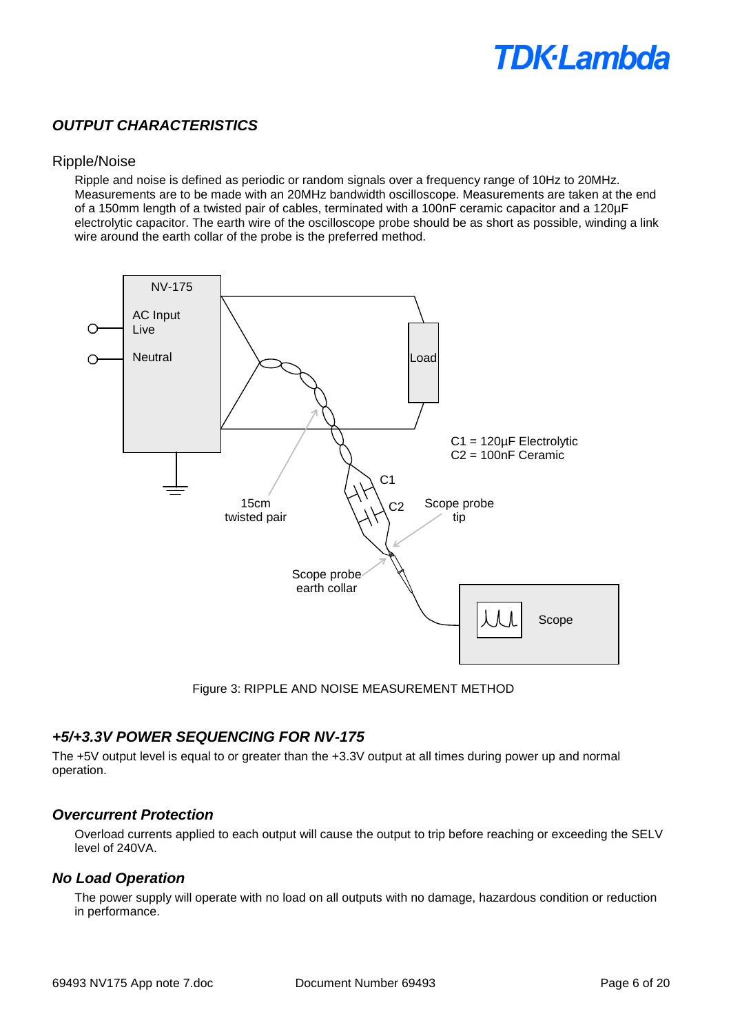## *OUTPUT CHARACTERISTICS*

### Ripple/Noise

Ripple and noise is defined as periodic or random signals over a frequency range of 10Hz to 20MHz. Measurements are to be made with an 20MHz bandwidth oscilloscope. Measurements are taken at the end of a 150mm length of a twisted pair of cables, terminated with a 100nF ceramic capacitor and a 120µF electrolytic capacitor. The earth wire of the oscilloscope probe should be as short as possible, winding a link wire around the earth collar of the probe is the preferred method.

NV-175

AC Input Live

Neutral

Load

C1 = 120µF Electrolytic
C2 = 100nF Ceramic

C1

C2

15cm twisted pair

Scope probe tip

Scope probe earth collar

Scope

Figure 3: RIPPLE AND NOISE MEASUREMENT METHOD

## *+5/+3.3V POWER SEQUENCING FOR NV-175*

The +5V output level is equal to or greater than the +3.3V output at all times during power up and normal operation.

### *Overcurrent Protection*

Overload currents applied to each output will cause the output to trip before reaching or exceeding the SELV level of 240VA.

### *No Load Operation*

The power supply will operate with no load on all outputs with no damage, hazardous condition or reduction in performance.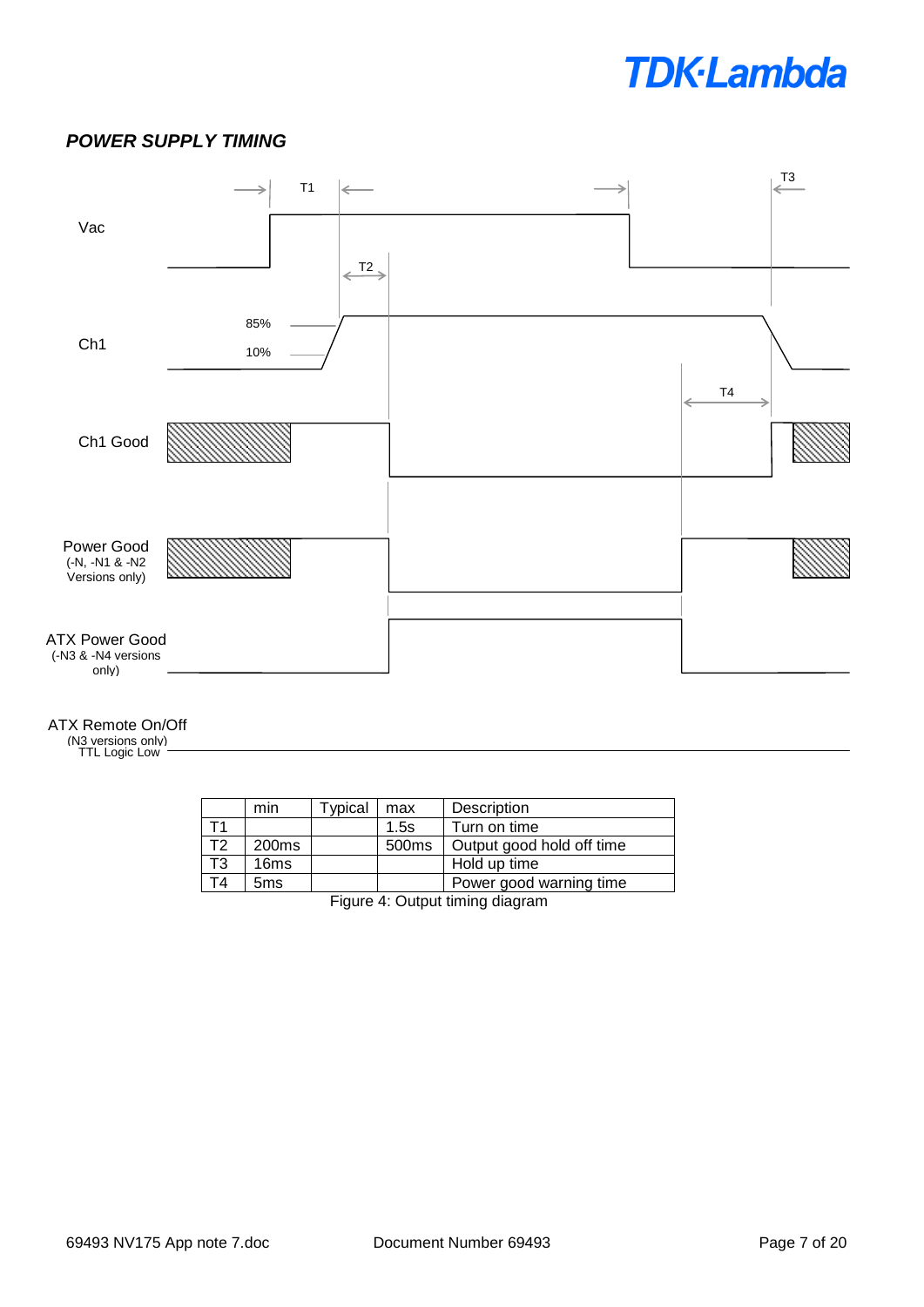## *POWER SUPPLY TIMING*

T1 T3

Vac

T2

85%

Ch1

10%

T4

Ch1 Good

Power Good
(-N, -N1 & -N2
Versions only)

ATX Power Good
(-N3 & -N4 versions
only)

ATX Remote On/Off
(N3 versions only)
TTL Logic Low

| | min | Typical | max | Description |
|---|---|---|---|---|
| T1 | | | 1.5s | Turn on time |
| T2 | 200ms | | 500ms | Output good hold off time |
| T3 | 16ms | | | Hold up time |
| T4 | 5ms | | | Power good warning time |

Figure 4: Output timing diagram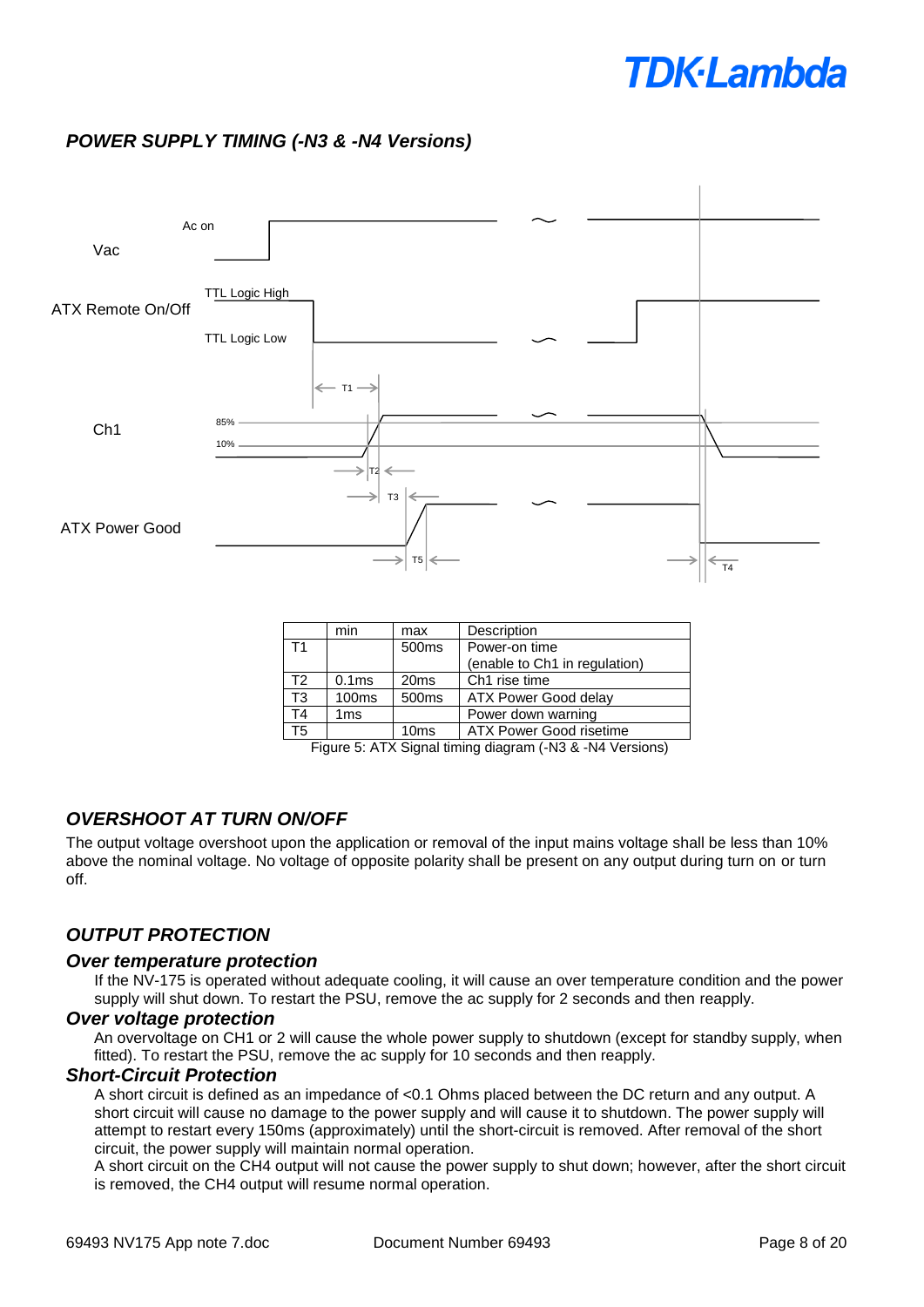## POWER SUPPLY TIMING (-N3 & -N4 Versions)

| | min | max | Description |
|---|---|---|---|
| T1 | | 500ms | Power-on time (enable to Ch1 in regulation) |
| T2 | 0.1ms | 20ms | Ch1 rise time |
| T3 | 100ms | 500ms | ATX Power Good delay |
| T4 | 1ms | | Power down warning |
| T5 | | 10ms | ATX Power Good risetime |

Figure 5: ATX Signal timing diagram (-N3 & -N4 Versions)

## OVERSHOOT AT TURN ON/OFF

The output voltage overshoot upon the application or removal of the input mains voltage shall be less than 10% above the nominal voltage. No voltage of opposite polarity shall be present on any output during turn on or turn off.

## OUTPUT PROTECTION

### Over temperature protection

If the NV-175 is operated without adequate cooling, it will cause an over temperature condition and the power supply will shut down. To restart the PSU, remove the ac supply for 2 seconds and then reapply.

### Over voltage protection

An overvoltage on CH1 or 2 will cause the whole power supply to shutdown (except for standby supply, when fitted). To restart the PSU, remove the ac supply for 10 seconds and then reapply.

### Short-Circuit Protection

A short circuit is defined as an impedance of <0.1 Ohms placed between the DC return and any output. A short circuit will cause no damage to the power supply and will cause it to shutdown. The power supply will attempt to restart every 150ms (approximately) until the short-circuit is removed. After removal of the short circuit, the power supply will maintain normal operation.

A short circuit on the CH4 output will not cause the power supply to shut down; however, after the short circuit is removed, the CH4 output will resume normal operation.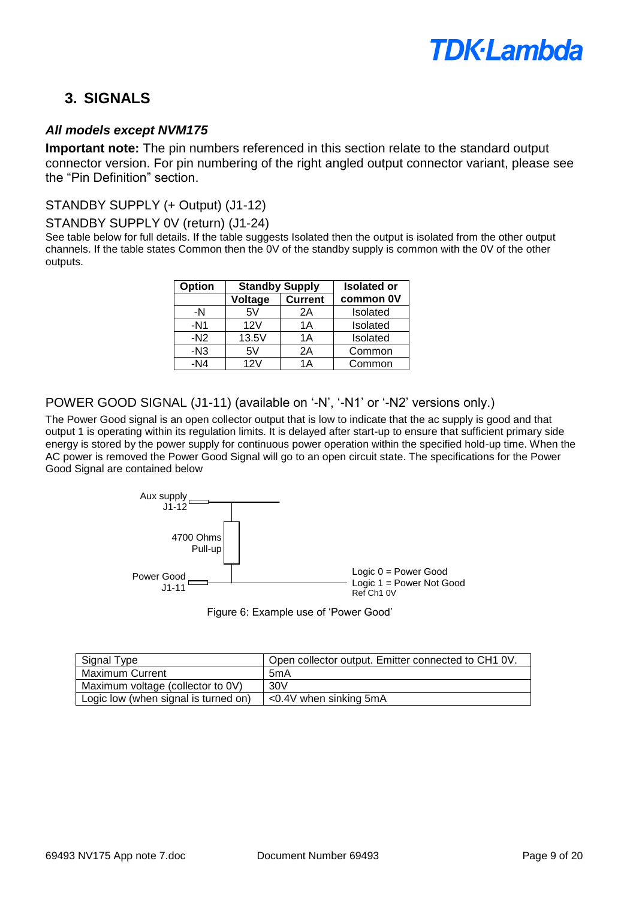## 3. SIGNALS

### *All models except NVM175*

**Important note:** The pin numbers referenced in this section relate to the standard output connector version. For pin numbering of the right angled output connector variant, please see the “Pin Definition” section.

STANDBY SUPPLY (+ Output) (J1-12)

STANDBY SUPPLY 0V (return) (J1-24)

See table below for full details. If the table suggests Isolated then the output is isolated from the other output channels. If the table states Common then the 0V of the standby supply is common with the 0V of the other outputs.

| Option | Standby Supply | | Isolated or |
|---|---|---|---|
| | Voltage | Current | common 0V |
| -N | 5V | 2A | Isolated |
| -N1 | 12V | 1A | Isolated |
| -N2 | 13.5V | 1A | Isolated |
| -N3 | 5V | 2A | Common |
| -N4 | 12V | 1A | Common |

POWER GOOD SIGNAL (J1-11) (available on ‘-N’, ‘-N1’ or ‘-N2’ versions only.)

The Power Good signal is an open collector output that is low to indicate that the ac supply is good and that output 1 is operating within its regulation limits. It is delayed after start-up to ensure that sufficient primary side energy is stored by the power supply for continuous power operation within the specified hold-up time. When the AC power is removed the Power Good Signal will go to an open circuit state. The specifications for the Power Good Signal are contained below

Aux supply J1-12

4700 Ohms Pull-up

Power Good J1-11

Logic 0 = Power Good
Logic 1 = Power Not Good
Ref Ch1 0V

Figure 6: Example use of ‘Power Good’

| Signal Type | Open collector output. Emitter connected to CH1 0V. |
|---|---|
| Maximum Current | 5mA |
| Maximum voltage (collector to 0V) | 30V |
| Logic low (when signal is turned on) | <0.4V when sinking 5mA |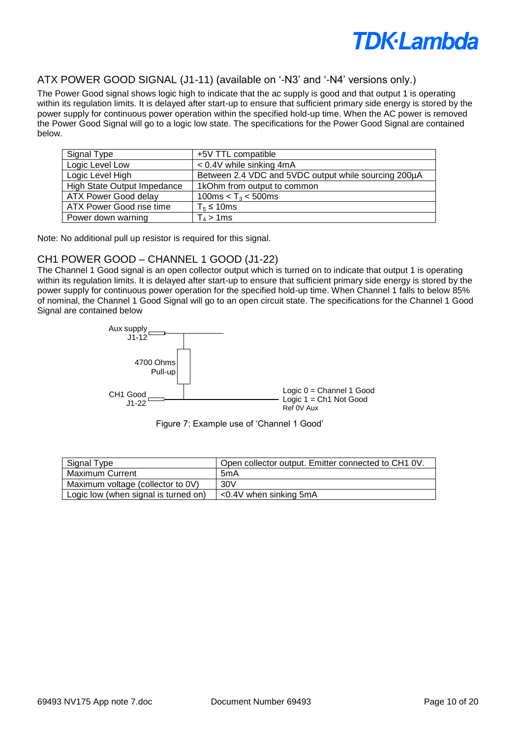## ATX POWER GOOD SIGNAL (J1-11) (available on '-N3' and '-N4' versions only.)

The Power Good signal shows logic high to indicate that the ac supply is good and that output 1 is operating within its regulation limits. It is delayed after start-up to ensure that sufficient primary side energy is stored by the power supply for continuous power operation within the specified hold-up time. When the AC power is removed the Power Good Signal will go to a logic low state. The specifications for the Power Good Signal are contained below.

| Signal Type | +5V TTL compatible |
|---|---|
| Logic Level Low | < 0.4V while sinking 4mA |
| Logic Level High | Between 2.4 VDC and 5VDC output while sourcing 200µA |
| High State Output Impedance | 1kOhm from output to common |
| ATX Power Good delay | 100ms < $T_3$ < 500ms |
| ATX Power Good rise time | $T_5 \leq$ 10ms |
| Power down warning | $T_4$ > 1ms |

Note: No additional pull up resistor is required for this signal.

## CH1 POWER GOOD – CHANNEL 1 GOOD (J1-22)

The Channel 1 Good signal is an open collector output which is turned on to indicate that output 1 is operating within its regulation limits. It is delayed after start-up to ensure that sufficient primary side energy is stored by the power supply for continuous power operation for the specified hold-up time. When Channel 1 falls to below 85% of nominal, the Channel 1 Good Signal will go to an open circuit state. The specifications for the Channel 1 Good Signal are contained below

Aux supply J1-12

4700 Ohms Pull-up

CH1 Good J1-22

Logic 0 = Channel 1 Good
Logic 1 = Ch1 Not Good
Ref 0V Aux

Figure 7: Example use of 'Channel 1 Good'

| Signal Type | Open collector output. Emitter connected to CH1 0V. |
|---|---|
| Maximum Current | 5mA |
| Maximum voltage (collector to 0V) | 30V |
| Logic low (when signal is turned on) | <0.4V when sinking 5mA |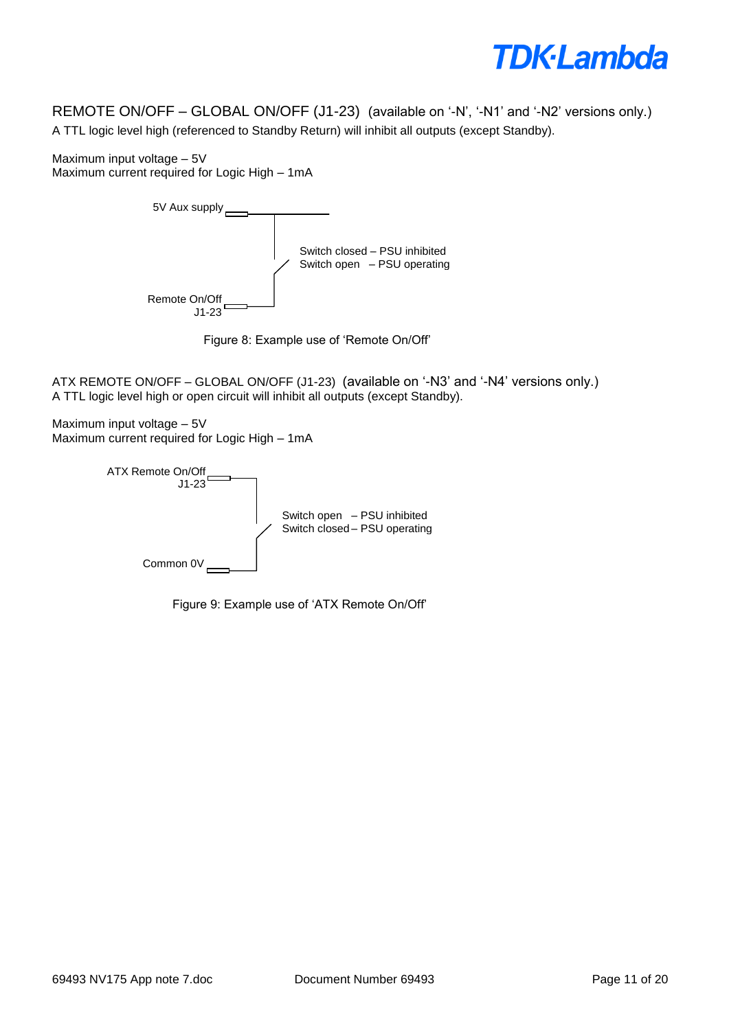## REMOTE ON/OFF – GLOBAL ON/OFF (J1-23) (available on '-N', '-N1' and '-N2' versions only.)

A TTL logic level high (referenced to Standby Return) will inhibit all outputs (except Standby).

Maximum input voltage – 5V
Maximum current required for Logic High – 1mA

5V Aux supply

Switch closed – PSU inhibited
Switch open – PSU operating

Remote On/Off
J1-23

Figure 8: Example use of 'Remote On/Off'

## ATX REMOTE ON/OFF – GLOBAL ON/OFF (J1-23) (available on '-N3' and '-N4' versions only.)

A TTL logic level high or open circuit will inhibit all outputs (except Standby).

Maximum input voltage – 5V
Maximum current required for Logic High – 1mA

ATX Remote On/Off
J1-23

Switch open – PSU inhibited
Switch closed – PSU operating

Common 0V

Figure 9: Example use of 'ATX Remote On/Off'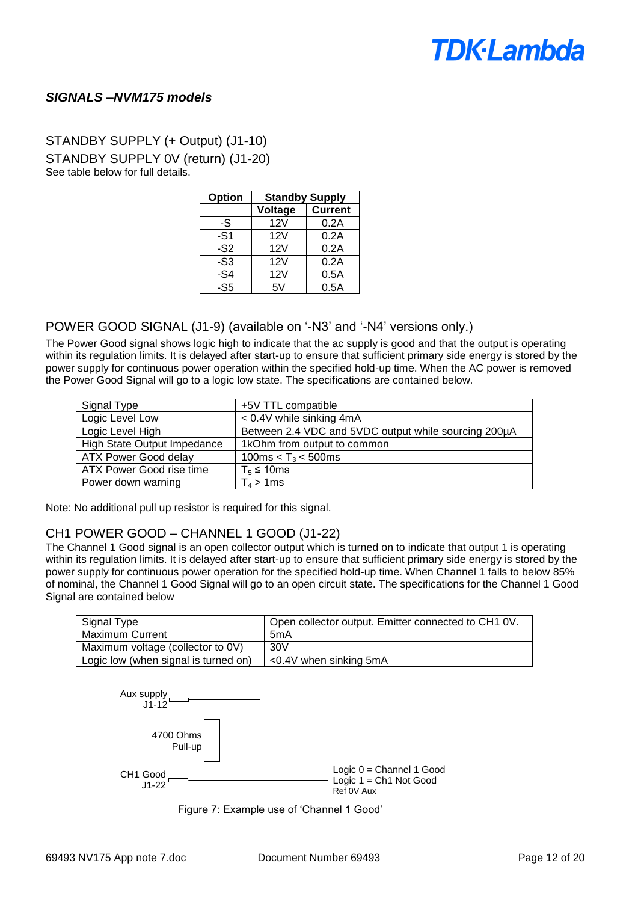## *SIGNALS –NVM175 models*

STANDBY SUPPLY (+ Output) (J1-10)

STANDBY SUPPLY 0V (return) (J1-20)

See table below for full details.

| Option | Standby Supply | |
|---|---|---|
| | Voltage | Current |
| -S | 12V | 0.2A |
| -S1 | 12V | 0.2A |
| -S2 | 12V | 0.2A |
| -S3 | 12V | 0.2A |
| -S4 | 12V | 0.5A |
| -S5 | 5V | 0.5A |

### POWER GOOD SIGNAL (J1-9) (available on '-N3' and '-N4' versions only.)

The Power Good signal shows logic high to indicate that the ac supply is good and that the output is operating within its regulation limits. It is delayed after start-up to ensure that sufficient primary side energy is stored by the power supply for continuous power operation within the specified hold-up time. When the AC power is removed the Power Good Signal will go to a logic low state. The specifications are contained below.

| Signal Type | +5V TTL compatible |
|---|---|
| Logic Level Low | < 0.4V while sinking 4mA |
| Logic Level High | Between 2.4 VDC and 5VDC output while sourcing 200µA |
| High State Output Impedance | 1kOhm from output to common |
| ATX Power Good delay | 100ms < $T_3$ < 500ms |
| ATX Power Good rise time | $T_5 \leq$ 10ms |
| Power down warning | $T_4$ > 1ms |

Note: No additional pull up resistor is required for this signal.

### CH1 POWER GOOD – CHANNEL 1 GOOD (J1-22)

The Channel 1 Good signal is an open collector output which is turned on to indicate that output 1 is operating within its regulation limits. It is delayed after start-up to ensure that sufficient primary side energy is stored by the power supply for continuous power operation for the specified hold-up time. When Channel 1 falls to below 85% of nominal, the Channel 1 Good Signal will go to an open circuit state. The specifications for the Channel 1 Good Signal are contained below

| Signal Type | Open collector output. Emitter connected to CH1 0V. |
|---|---|
| Maximum Current | 5mA |
| Maximum voltage (collector to 0V) | 30V |
| Logic low (when signal is turned on) | <0.4V when sinking 5mA |

Aux supply J1-12

4700 Ohms Pull-up

CH1 Good J1-22

Logic 0 = Channel 1 Good
Logic 1 = Ch1 Not Good
Ref 0V Aux

Figure 7: Example use of 'Channel 1 Good'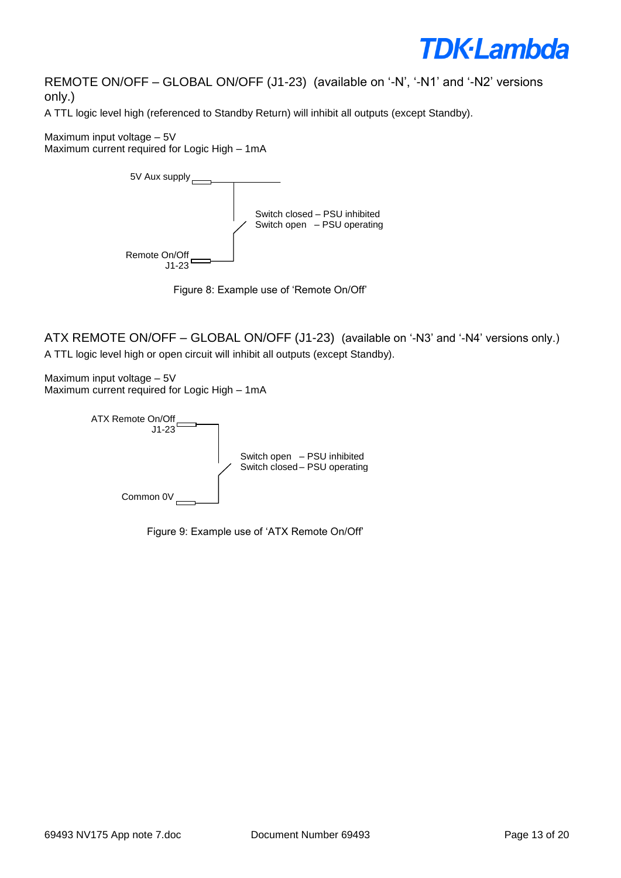## REMOTE ON/OFF – GLOBAL ON/OFF (J1-23) (available on '-N', '-N1' and '-N2' versions only.)

A TTL logic level high (referenced to Standby Return) will inhibit all outputs (except Standby).

Maximum input voltage – 5V
Maximum current required for Logic High – 1mA

5V Aux supply

Switch closed – PSU inhibited
Switch open – PSU operating

Remote On/Off
J1-23

Figure 8: Example use of 'Remote On/Off'

## ATX REMOTE ON/OFF – GLOBAL ON/OFF (J1-23) (available on '-N3' and '-N4' versions only.)

A TTL logic level high or open circuit will inhibit all outputs (except Standby).

Maximum input voltage – 5V
Maximum current required for Logic High – 1mA

ATX Remote On/Off
J1-23

Switch open – PSU inhibited
Switch closed – PSU operating

Common 0V

Figure 9: Example use of 'ATX Remote On/Off'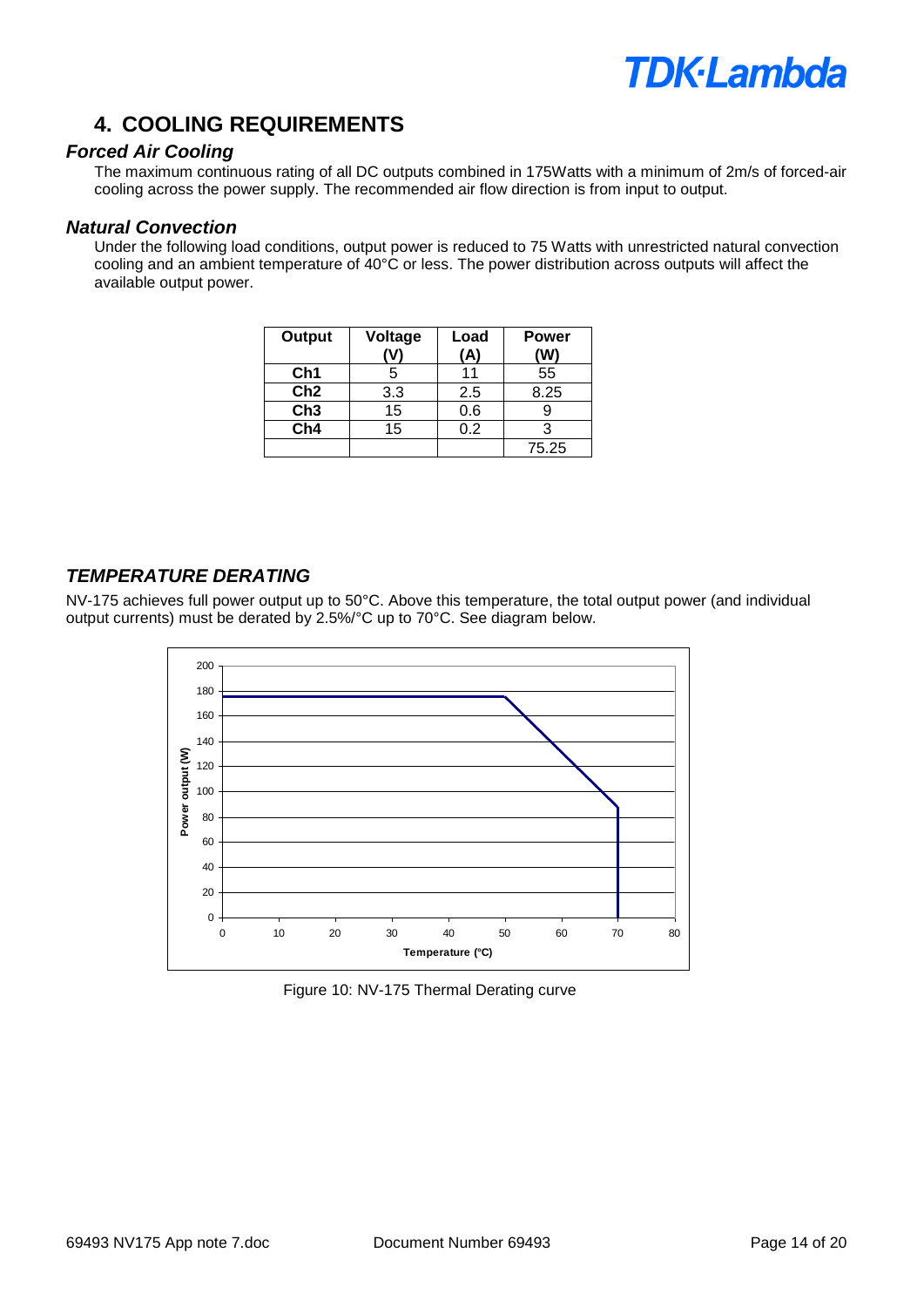## 4. COOLING REQUIREMENTS

### *Forced Air Cooling*

The maximum continuous rating of all DC outputs combined in 175Watts with a minimum of 2m/s of forced-air cooling across the power supply. The recommended air flow direction is from input to output.

### *Natural Convection*

Under the following load conditions, output power is reduced to 75 Watts with unrestricted natural convection cooling and an ambient temperature of 40°C or less. The power distribution across outputs will affect the available output power.

| Output | Voltage (V) | Load (A) | Power (W) |
|---|---|---|---|
| Ch1 | 5 | 11 | 55 |
| Ch2 | 3.3 | 2.5 | 8.25 |
| Ch3 | 15 | 0.6 | 9 |
| Ch4 | 15 | 0.2 | 3 |
| | | | 75.25 |

### *TEMPERATURE DERATING*

NV-175 achieves full power output up to 50°C. Above this temperature, the total output power (and individual output currents) must be derated by 2.5%/°C up to 70°C. See diagram below.

Figure 10: NV-175 Thermal Derating curve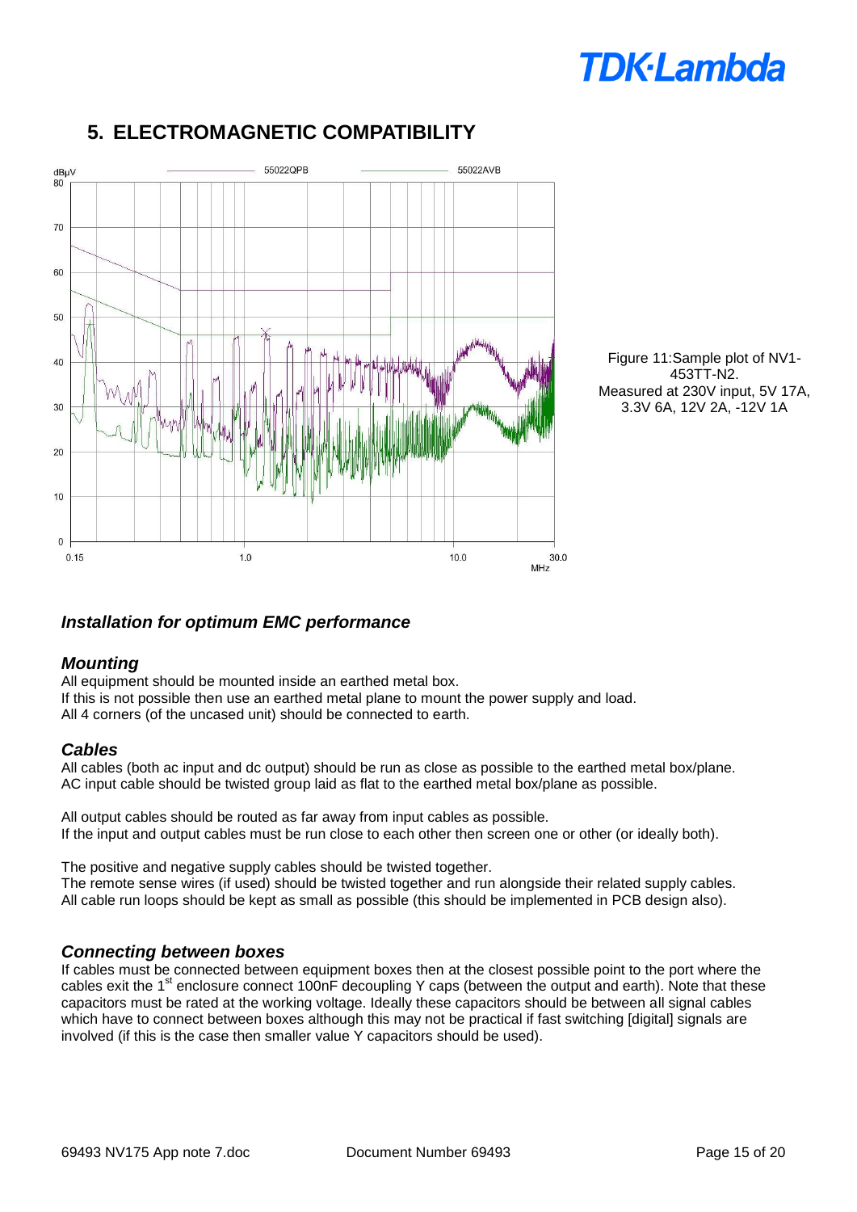# 5. ELECTROMAGNETIC COMPATIBILITY

Figure 11:Sample plot of NV1-453TT-N2. Measured at 230V input, 5V 17A, 3.3V 6A, 12V 2A, -12V 1A

### *Installation for optimum EMC performance*

### *Mounting*

All equipment should be mounted inside an earthed metal box.
If this is not possible then use an earthed metal plane to mount the power supply and load.
All 4 corners (of the uncased unit) should be connected to earth.

### *Cables*

All cables (both ac input and dc output) should be run as close as possible to the earthed metal box/plane.
AC input cable should be twisted group laid as flat to the earthed metal box/plane as possible.

All output cables should be routed as far away from input cables as possible.
If the input and output cables must be run close to each other then screen one or other (or ideally both).

The positive and negative supply cables should be twisted together.
The remote sense wires (if used) should be twisted together and run alongside their related supply cables.
All cable run loops should be kept as small as possible (this should be implemented in PCB design also).

### *Connecting between boxes*

If cables must be connected between equipment boxes then at the closest possible point to the port where the cables exit the 1st enclosure connect 100nF decoupling Y caps (between the output and earth). Note that these capacitors must be rated at the working voltage. Ideally these capacitors should be between all signal cables which have to connect between boxes although this may not be practical if fast switching [digital] signals are involved (if this is the case then smaller value Y capacitors should be used).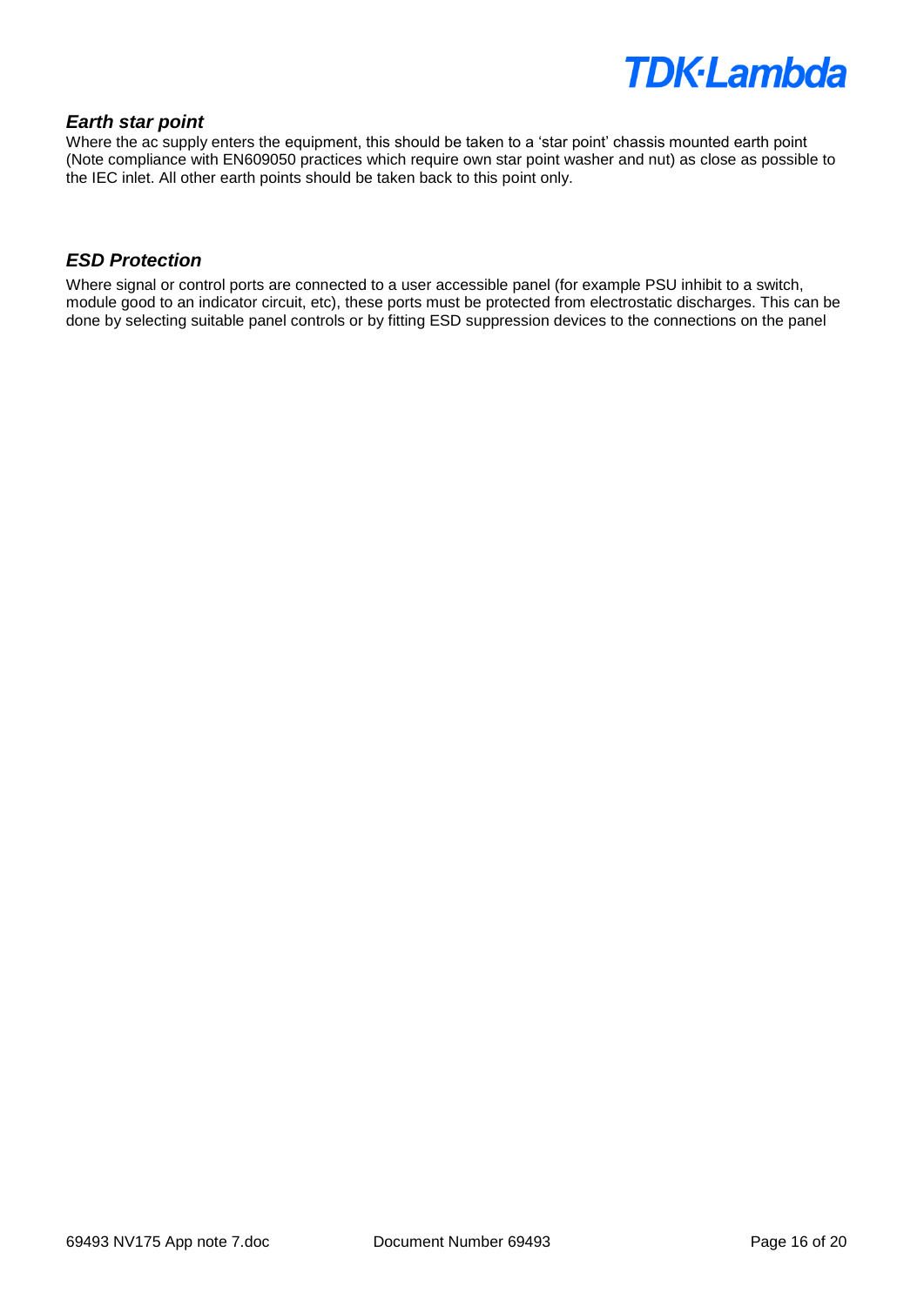### *Earth star point*

Where the ac supply enters the equipment, this should be taken to a 'star point' chassis mounted earth point (Note compliance with EN609050 practices which require own star point washer and nut) as close as possible to the IEC inlet. All other earth points should be taken back to this point only.

### *ESD Protection*

Where signal or control ports are connected to a user accessible panel (for example PSU inhibit to a switch, module good to an indicator circuit, etc), these ports must be protected from electrostatic discharges. This can be done by selecting suitable panel controls or by fitting ESD suppression devices to the connections on the panel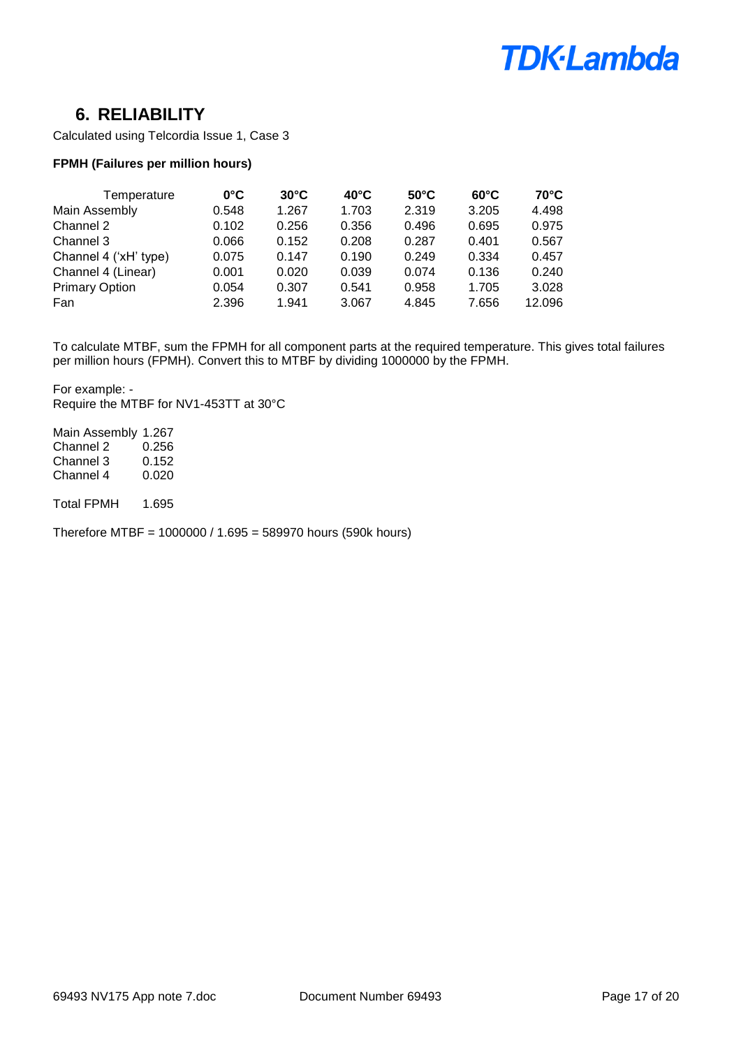## 6. RELIABILITY

Calculated using Telcordia Issue 1, Case 3

**FPMH (Failures per million hours)**

| Temperature | 0°C | 30°C | 40°C | 50°C | 60°C | 70°C |
|---|---|---|---|---|---|---|
| Main Assembly | 0.548 | 1.267 | 1.703 | 2.319 | 3.205 | 4.498 |
| Channel 2 | 0.102 | 0.256 | 0.356 | 0.496 | 0.695 | 0.975 |
| Channel 3 | 0.066 | 0.152 | 0.208 | 0.287 | 0.401 | 0.567 |
| Channel 4 ('xH' type) | 0.075 | 0.147 | 0.190 | 0.249 | 0.334 | 0.457 |
| Channel 4 (Linear) | 0.001 | 0.020 | 0.039 | 0.074 | 0.136 | 0.240 |
| Primary Option | 0.054 | 0.307 | 0.541 | 0.958 | 1.705 | 3.028 |
| Fan | 2.396 | 1.941 | 3.067 | 4.845 | 7.656 | 12.096 |

To calculate MTBF, sum the FPMH for all component parts at the required temperature. This gives total failures per million hours (FPMH). Convert this to MTBF by dividing 1000000 by the FPMH.

For example: -
Require the MTBF for NV1-453TT at 30°C

| | |
|---|---|
| Main Assembly | 1.267 |
| Channel 2 | 0.256 |
| Channel 3 | 0.152 |
| Channel 4 | 0.020 |
| | |
| Total FPMH | 1.695 |

Therefore MTBF = 1000000 / 1.695 = 589970 hours (590k hours)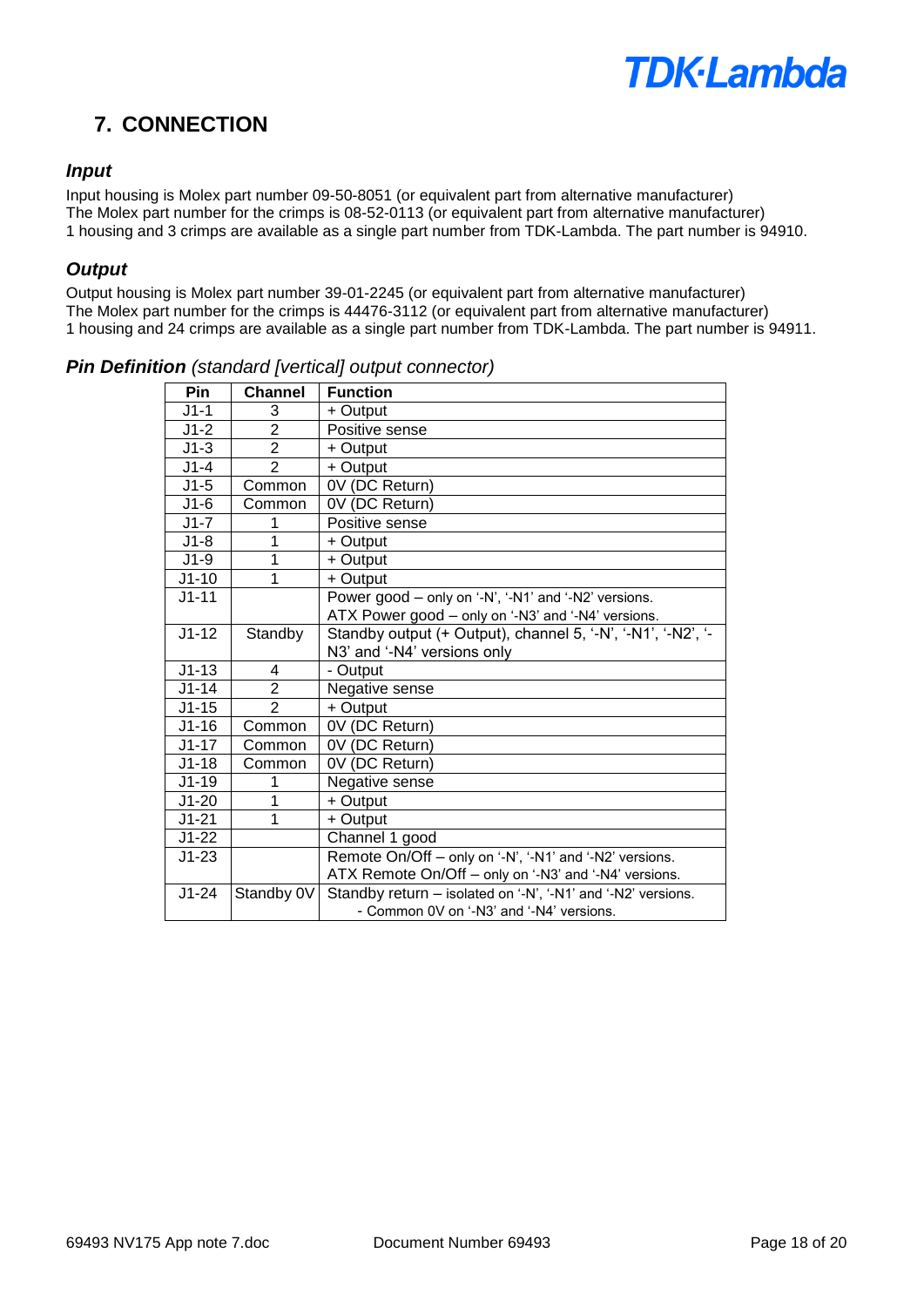## 7. CONNECTION

### *Input*

Input housing is Molex part number 09-50-8051 (or equivalent part from alternative manufacturer)
The Molex part number for the crimps is 08-52-0113 (or equivalent part from alternative manufacturer)
1 housing and 3 crimps are available as a single part number from TDK-Lambda. The part number is 94910.

### *Output*

Output housing is Molex part number 39-01-2245 (or equivalent part from alternative manufacturer)
The Molex part number for the crimps is 44476-3112 (or equivalent part from alternative manufacturer)
1 housing and 24 crimps are available as a single part number from TDK-Lambda. The part number is 94911.

### ***Pin Definition*** *(standard [vertical] output connector)*

| Pin | Channel | Function |
|---|---|---|
| J1-1 | 3 | + Output |
| J1-2 | 2 | Positive sense |
| J1-3 | 2 | + Output |
| J1-4 | 2 | + Output |
| J1-5 | Common | 0V (DC Return) |
| J1-6 | Common | 0V (DC Return) |
| J1-7 | 1 | Positive sense |
| J1-8 | 1 | + Output |
| J1-9 | 1 | + Output |
| J1-10 | 1 | + Output |
| J1-11 | | Power good – only on '-N', '-N1' and '-N2' versions. ATX Power good – only on '-N3' and '-N4' versions. |
| J1-12 | Standby | Standby output (+ Output), channel 5, '-N', '-N1', '-N2', '-N3' and '-N4' versions only |
| J1-13 | 4 | - Output |
| J1-14 | 2 | Negative sense |
| J1-15 | 2 | + Output |
| J1-16 | Common | 0V (DC Return) |
| J1-17 | Common | 0V (DC Return) |
| J1-18 | Common | 0V (DC Return) |
| J1-19 | 1 | Negative sense |
| J1-20 | 1 | + Output |
| J1-21 | 1 | + Output |
| J1-22 | | Channel 1 good |
| J1-23 | | Remote On/Off – only on '-N', '-N1' and '-N2' versions. ATX Remote On/Off – only on '-N3' and '-N4' versions. |
| J1-24 | Standby 0V | Standby return – isolated on '-N', '-N1' and '-N2' versions. - Common 0V on '-N3' and '-N4' versions. |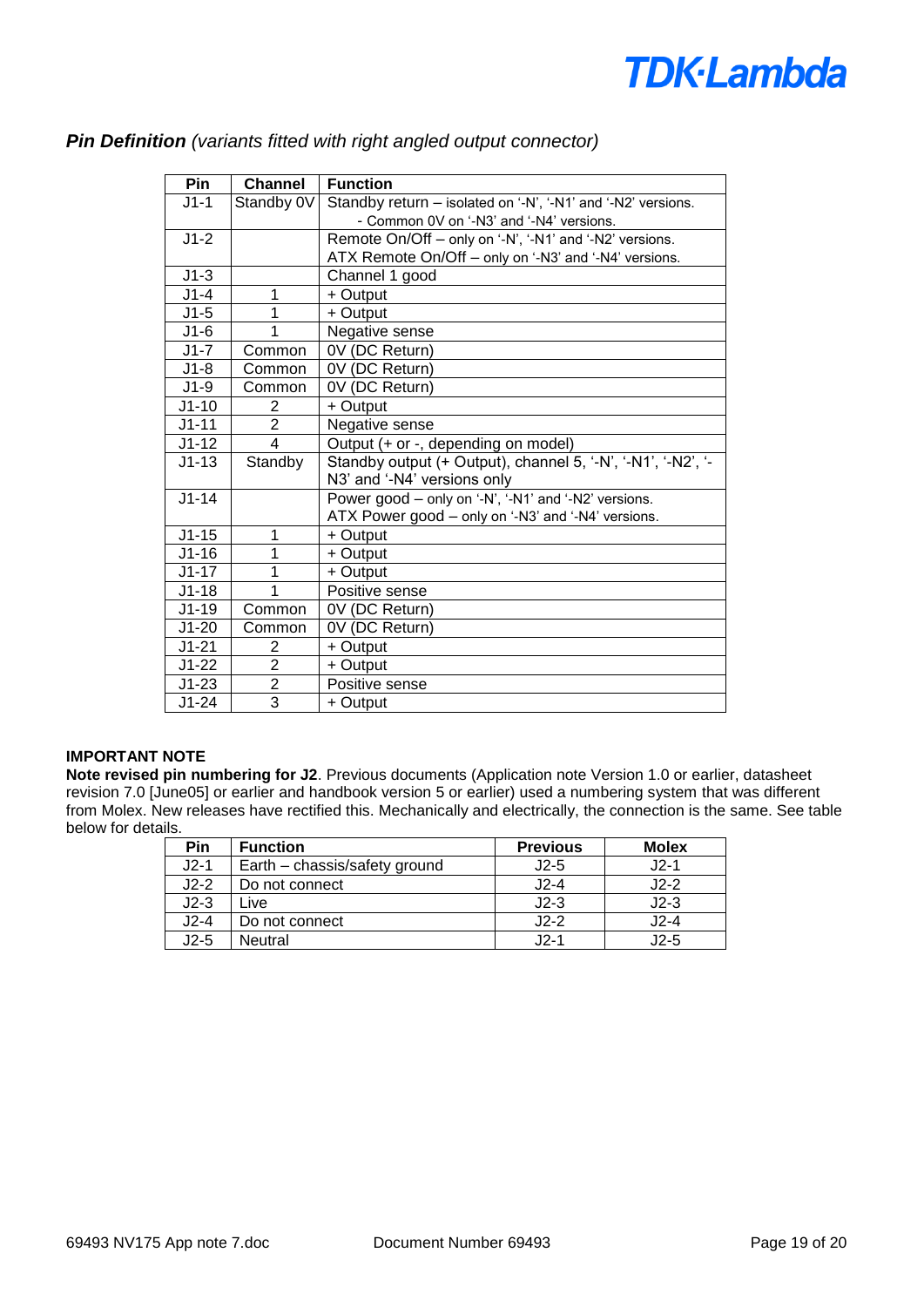## ***Pin Definition** (variants fitted with right angled output connector)*

| Pin | Channel | Function |
|---|---|---|
| J1-1 | Standby 0V | Standby return – isolated on '-N', '-N1' and '-N2' versions. - Common 0V on '-N3' and '-N4' versions. |
| J1-2 | | Remote On/Off – only on '-N', '-N1' and '-N2' versions. ATX Remote On/Off – only on '-N3' and '-N4' versions. |
| J1-3 | | Channel 1 good |
| J1-4 | 1 | + Output |
| J1-5 | 1 | + Output |
| J1-6 | 1 | Negative sense |
| J1-7 | Common | 0V (DC Return) |
| J1-8 | Common | 0V (DC Return) |
| J1-9 | Common | 0V (DC Return) |
| J1-10 | 2 | + Output |
| J1-11 | 2 | Negative sense |
| J1-12 | 4 | Output (+ or -, depending on model) |
| J1-13 | Standby | Standby output (+ Output), channel 5, '-N', '-N1', '-N2', '-N3' and '-N4' versions only |
| J1-14 | | Power good – only on '-N', '-N1' and '-N2' versions. ATX Power good – only on '-N3' and '-N4' versions. |
| J1-15 | 1 | + Output |
| J1-16 | 1 | + Output |
| J1-17 | 1 | + Output |
| J1-18 | 1 | Positive sense |
| J1-19 | Common | 0V (DC Return) |
| J1-20 | Common | 0V (DC Return) |
| J1-21 | 2 | + Output |
| J1-22 | 2 | + Output |
| J1-23 | 2 | Positive sense |
| J1-24 | 3 | + Output |

**IMPORTANT NOTE**

**Note revised pin numbering for J2**. Previous documents (Application note Version 1.0 or earlier, datasheet revision 7.0 [June05] or earlier and handbook version 5 or earlier) used a numbering system that was different from Molex. New releases have rectified this. Mechanically and electrically, the connection is the same. See table below for details.

| Pin | Function | Previous | Molex |
|---|---|---|---|
| J2-1 | Earth – chassis/safety ground | J2-5 | J2-1 |
| J2-2 | Do not connect | J2-4 | J2-2 |
| J2-3 | Live | J2-3 | J2-3 |
| J2-4 | Do not connect | J2-2 | J2-4 |
| J2-5 | Neutral | J2-1 | J2-5 |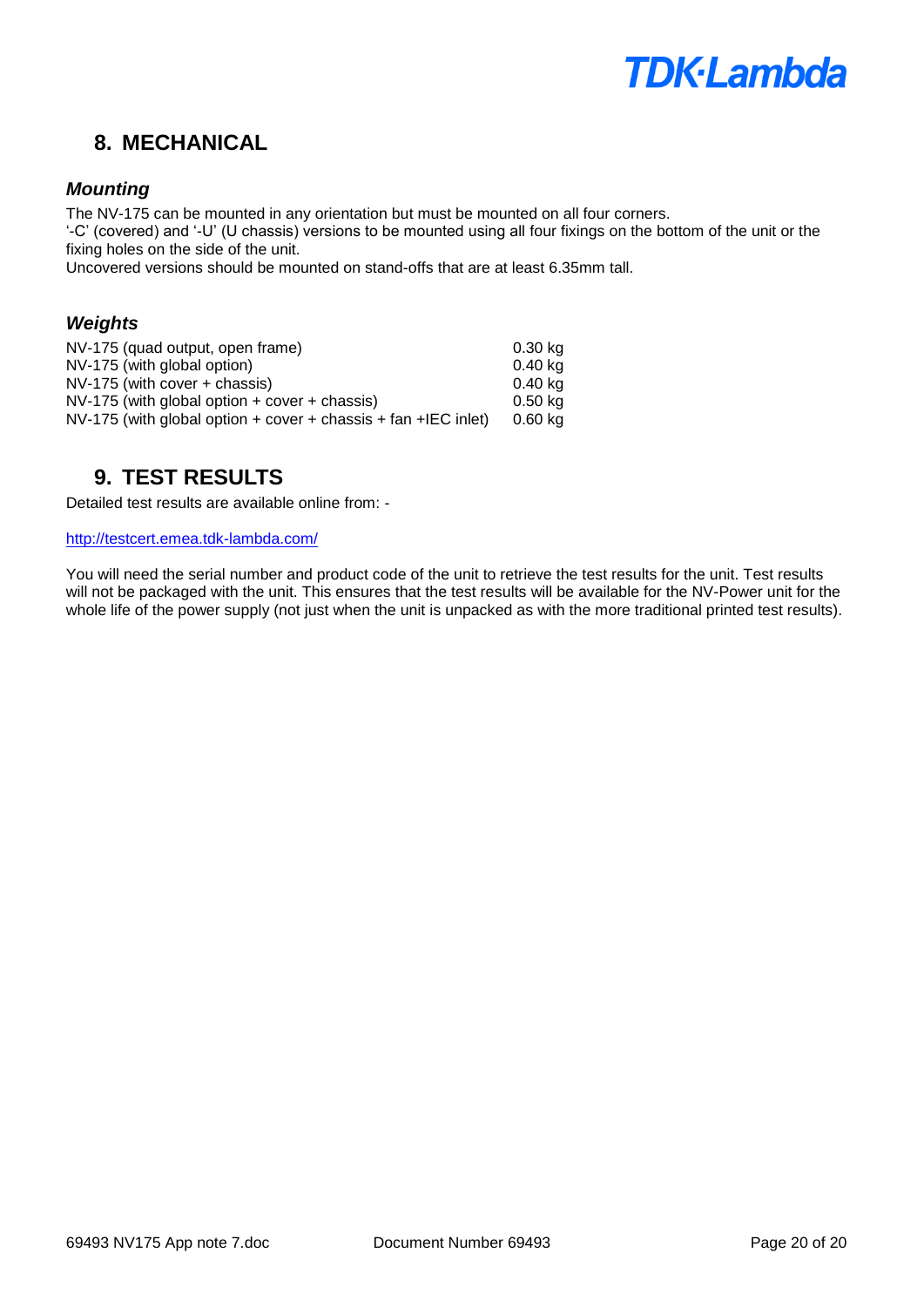## 8. MECHANICAL

### *Mounting*

The NV-175 can be mounted in any orientation but must be mounted on all four corners.
'-C' (covered) and '-U' (U chassis) versions to be mounted using all four fixings on the bottom of the unit or the fixing holes on the side of the unit.
Uncovered versions should be mounted on stand-offs that are at least 6.35mm tall.

### *Weights*

| | |
|---|---|
| NV-175 (quad output, open frame) | 0.30 kg |
| NV-175 (with global option) | 0.40 kg |
| NV-175 (with cover + chassis) | 0.40 kg |
| NV-175 (with global option + cover + chassis) | 0.50 kg |
| NV-175 (with global option + cover + chassis + fan +IEC inlet) | 0.60 kg |

## 9. TEST RESULTS

Detailed test results are available online from: -

http://testcert.emea.tdk-lambda.com/

You will need the serial number and product code of the unit to retrieve the test results for the unit. Test results will not be packaged with the unit. This ensures that the test results will be available for the NV-Power unit for the whole life of the power supply (not just when the unit is unpacked as with the more traditional printed test results).